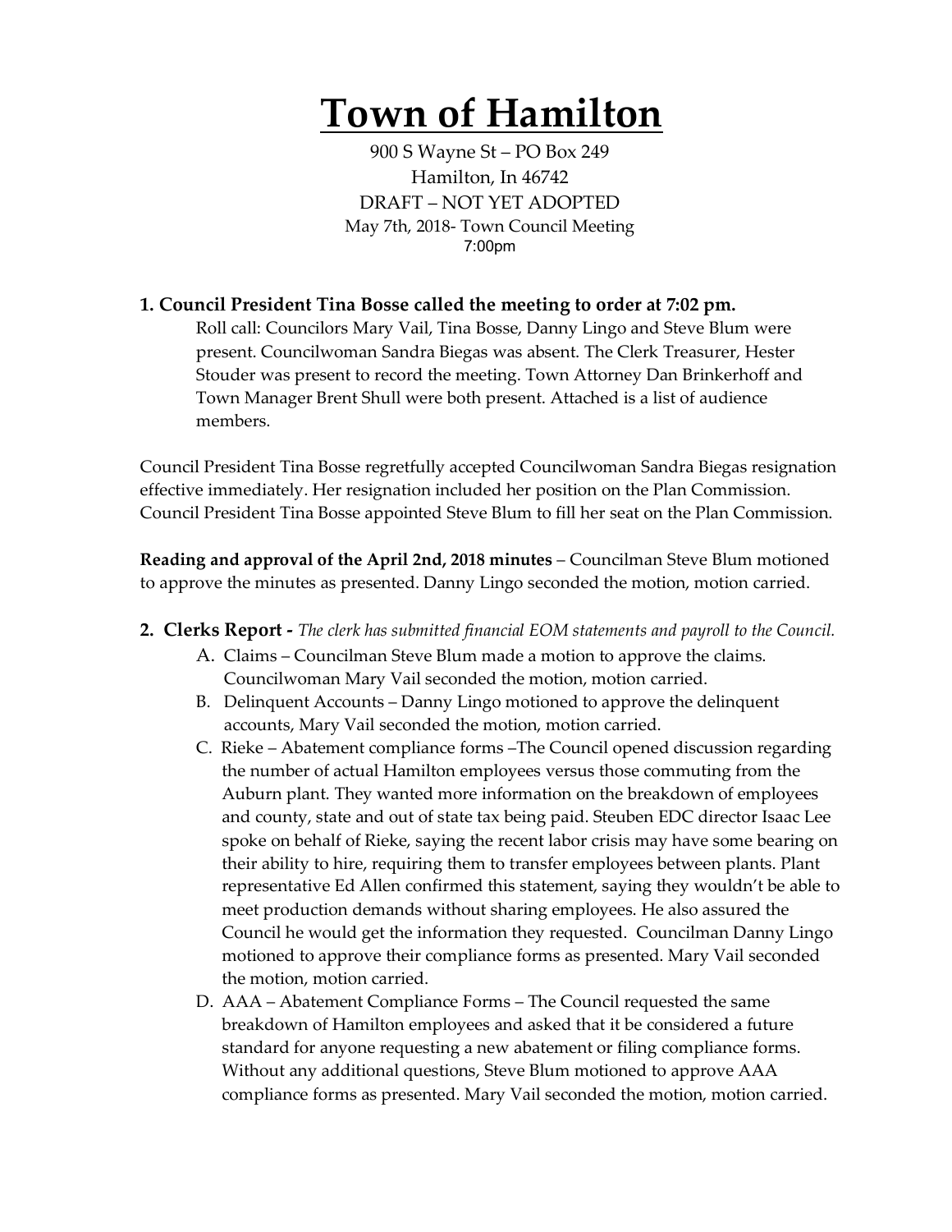# Town of Hamilton

900 S Wayne St – PO Box 249
Hamilton, In 46742
DRAFT – NOT YET ADOPTED
May 7th, 2018- Town Council Meeting
7:00pm

**1. Council President Tina Bosse called the meeting to order at 7:02 pm.**

Roll call: Councilors Mary Vail, Tina Bosse, Danny Lingo and Steve Blum were present. Councilwoman Sandra Biegas was absent. The Clerk Treasurer, Hester Stouder was present to record the meeting. Town Attorney Dan Brinkerhoff and Town Manager Brent Shull were both present. Attached is a list of audience members.

Council President Tina Bosse regretfully accepted Councilwoman Sandra Biegas resignation effective immediately. Her resignation included her position on the Plan Commission. Council President Tina Bosse appointed Steve Blum to fill her seat on the Plan Commission.

**Reading and approval of the April 2nd, 2018 minutes** – Councilman Steve Blum motioned to approve the minutes as presented. Danny Lingo seconded the motion, motion carried.

**2. Clerks Report -** *The clerk has submitted financial EOM statements and payroll to the Council.*

A. Claims – Councilman Steve Blum made a motion to approve the claims. Councilwoman Mary Vail seconded the motion, motion carried.

B. Delinquent Accounts – Danny Lingo motioned to approve the delinquent accounts, Mary Vail seconded the motion, motion carried.

C. Rieke – Abatement compliance forms –The Council opened discussion regarding the number of actual Hamilton employees versus those commuting from the Auburn plant. They wanted more information on the breakdown of employees and county, state and out of state tax being paid. Steuben EDC director Isaac Lee spoke on behalf of Rieke, saying the recent labor crisis may have some bearing on their ability to hire, requiring them to transfer employees between plants. Plant representative Ed Allen confirmed this statement, saying they wouldn't be able to meet production demands without sharing employees. He also assured the Council he would get the information they requested. Councilman Danny Lingo motioned to approve their compliance forms as presented. Mary Vail seconded the motion, motion carried.

D. AAA – Abatement Compliance Forms – The Council requested the same breakdown of Hamilton employees and asked that it be considered a future standard for anyone requesting a new abatement or filing compliance forms. Without any additional questions, Steve Blum motioned to approve AAA compliance forms as presented. Mary Vail seconded the motion, motion carried.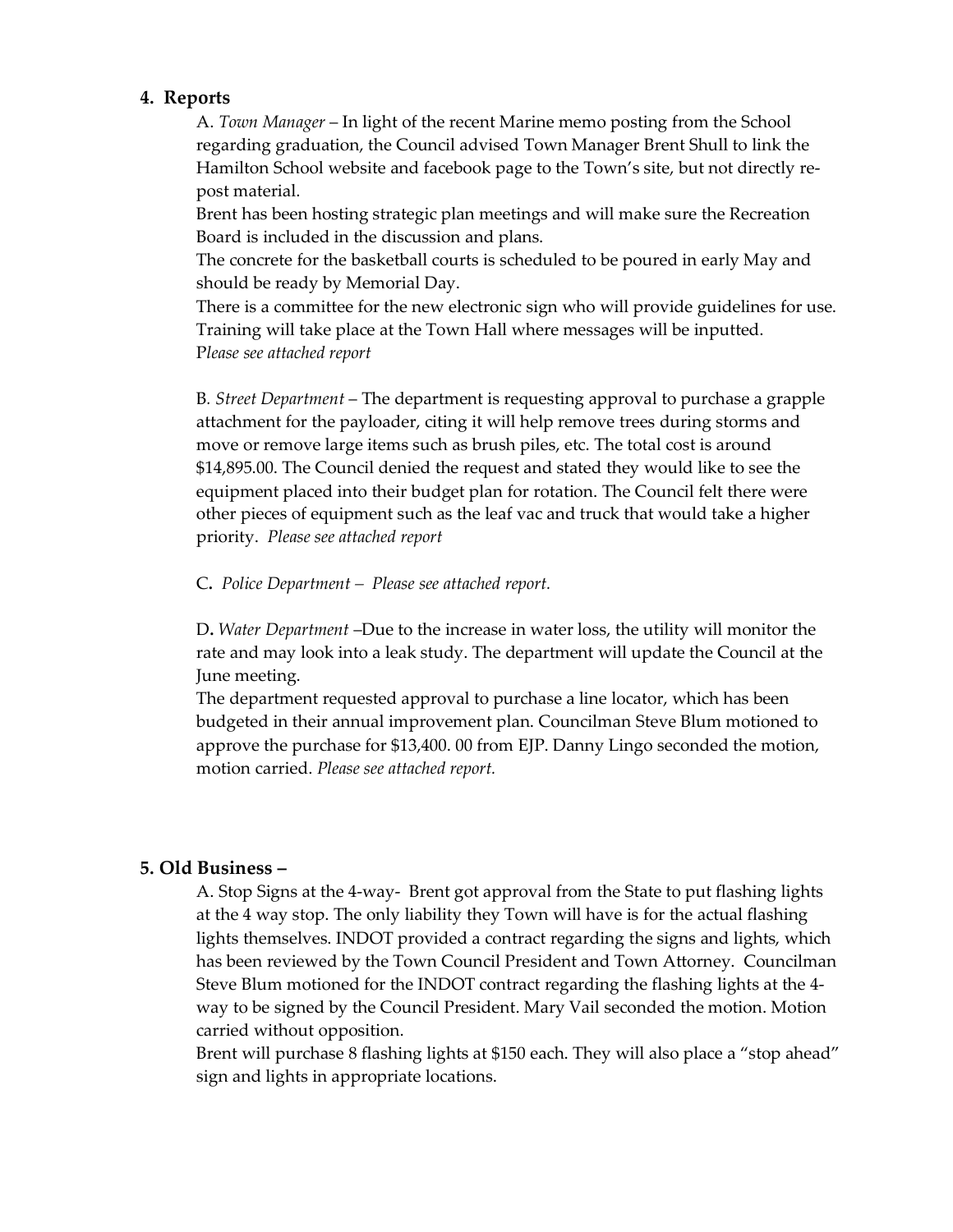## 4. Reports

A. *Town Manager* – In light of the recent Marine memo posting from the School regarding graduation, the Council advised Town Manager Brent Shull to link the Hamilton School website and facebook page to the Town's site, but not directly re-post material.

Brent has been hosting strategic plan meetings and will make sure the Recreation Board is included in the discussion and plans.

The concrete for the basketball courts is scheduled to be poured in early May and should be ready by Memorial Day.

There is a committee for the new electronic sign who will provide guidelines for use. Training will take place at the Town Hall where messages will be inputted.

P*lease see attached report*

B. *Street Department* – The department is requesting approval to purchase a grapple attachment for the payloader, citing it will help remove trees during storms and move or remove large items such as brush piles, etc. The total cost is around $14,895.00. The Council denied the request and stated they would like to see the equipment placed into their budget plan for rotation. The Council felt there were other pieces of equipment such as the leaf vac and truck that would take a higher priority. *Please see attached report*

C. *Police Department – Please see attached report.*

D. *Water Department* –Due to the increase in water loss, the utility will monitor the rate and may look into a leak study. The department will update the Council at the June meeting.

The department requested approval to purchase a line locator, which has been budgeted in their annual improvement plan. Councilman Steve Blum motioned to approve the purchase for $13,400. 00 from EJP. Danny Lingo seconded the motion, motion carried. *Please see attached report.*

## 5. Old Business –

A. Stop Signs at the 4-way- Brent got approval from the State to put flashing lights at the 4 way stop. The only liability they Town will have is for the actual flashing lights themselves. INDOT provided a contract regarding the signs and lights, which has been reviewed by the Town Council President and Town Attorney. Councilman Steve Blum motioned for the INDOT contract regarding the flashing lights at the 4-way to be signed by the Council President. Mary Vail seconded the motion. Motion carried without opposition.

Brent will purchase 8 flashing lights at $150 each. They will also place a "stop ahead" sign and lights in appropriate locations.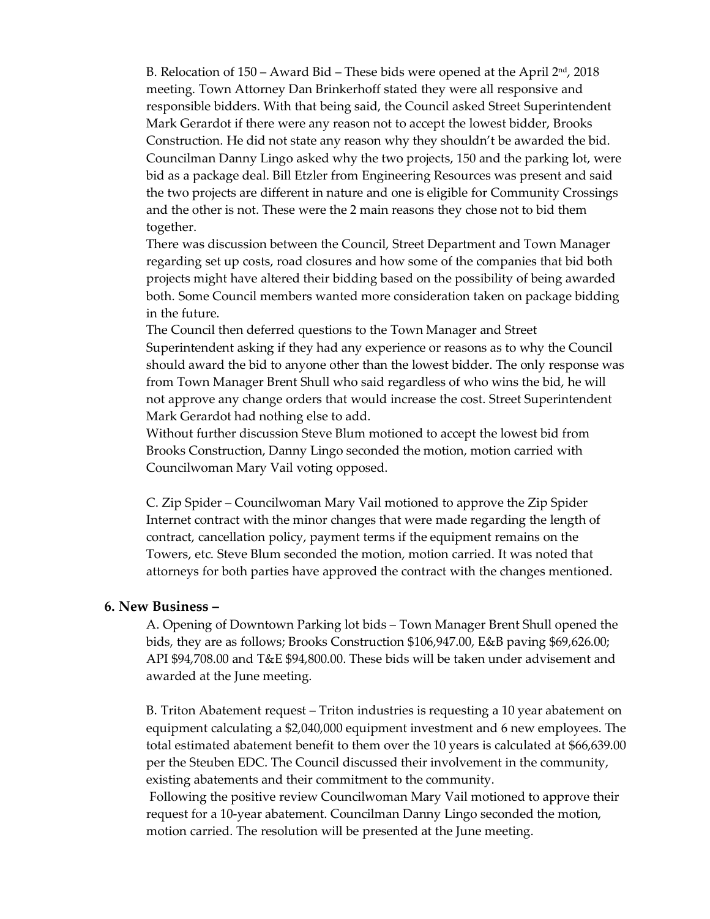B. Relocation of 150 – Award Bid – These bids were opened at the April 2nd, 2018 meeting. Town Attorney Dan Brinkerhoff stated they were all responsive and responsible bidders. With that being said, the Council asked Street Superintendent Mark Gerardot if there were any reason not to accept the lowest bidder, Brooks Construction. He did not state any reason why they shouldn't be awarded the bid. Councilman Danny Lingo asked why the two projects, 150 and the parking lot, were bid as a package deal. Bill Etzler from Engineering Resources was present and said the two projects are different in nature and one is eligible for Community Crossings and the other is not. These were the 2 main reasons they chose not to bid them together.

There was discussion between the Council, Street Department and Town Manager regarding set up costs, road closures and how some of the companies that bid both projects might have altered their bidding based on the possibility of being awarded both. Some Council members wanted more consideration taken on package bidding in the future.

The Council then deferred questions to the Town Manager and Street Superintendent asking if they had any experience or reasons as to why the Council should award the bid to anyone other than the lowest bidder. The only response was from Town Manager Brent Shull who said regardless of who wins the bid, he will not approve any change orders that would increase the cost. Street Superintendent Mark Gerardot had nothing else to add.

Without further discussion Steve Blum motioned to accept the lowest bid from Brooks Construction, Danny Lingo seconded the motion, motion carried with Councilwoman Mary Vail voting opposed.

C. Zip Spider – Councilwoman Mary Vail motioned to approve the Zip Spider Internet contract with the minor changes that were made regarding the length of contract, cancellation policy, payment terms if the equipment remains on the Towers, etc. Steve Blum seconded the motion, motion carried. It was noted that attorneys for both parties have approved the contract with the changes mentioned.

## 6. New Business –

A. Opening of Downtown Parking lot bids – Town Manager Brent Shull opened the bids, they are as follows; Brooks Construction $106,947.00, E&B paving $69,626.00; API $94,708.00 and T&E $94,800.00. These bids will be taken under advisement and awarded at the June meeting.

B. Triton Abatement request – Triton industries is requesting a 10 year abatement on equipment calculating a $2,040,000 equipment investment and 6 new employees. The total estimated abatement benefit to them over the 10 years is calculated at $66,639.00 per the Steuben EDC. The Council discussed their involvement in the community, existing abatements and their commitment to the community.

Following the positive review Councilwoman Mary Vail motioned to approve their request for a 10-year abatement. Councilman Danny Lingo seconded the motion, motion carried. The resolution will be presented at the June meeting.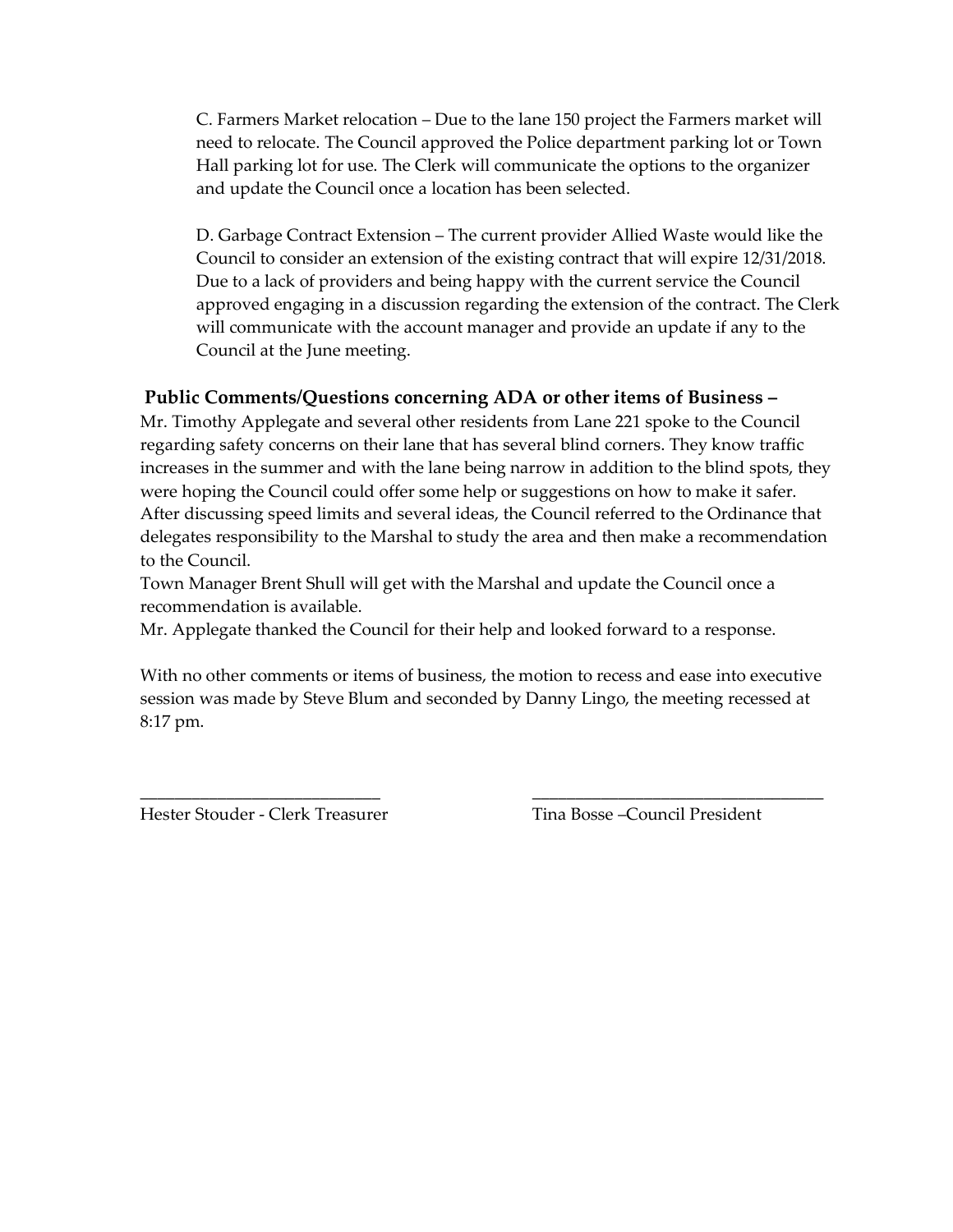C. Farmers Market relocation – Due to the lane 150 project the Farmers market will need to relocate. The Council approved the Police department parking lot or Town Hall parking lot for use. The Clerk will communicate the options to the organizer and update the Council once a location has been selected.

D. Garbage Contract Extension – The current provider Allied Waste would like the Council to consider an extension of the existing contract that will expire 12/31/2018. Due to a lack of providers and being happy with the current service the Council approved engaging in a discussion regarding the extension of the contract. The Clerk will communicate with the account manager and provide an update if any to the Council at the June meeting.

**Public Comments/Questions concerning ADA or other items of Business –**

Mr. Timothy Applegate and several other residents from Lane 221 spoke to the Council regarding safety concerns on their lane that has several blind corners. They know traffic increases in the summer and with the lane being narrow in addition to the blind spots, they were hoping the Council could offer some help or suggestions on how to make it safer. After discussing speed limits and several ideas, the Council referred to the Ordinance that delegates responsibility to the Marshal to study the area and then make a recommendation to the Council.

Town Manager Brent Shull will get with the Marshal and update the Council once a recommendation is available.

Mr. Applegate thanked the Council for their help and looked forward to a response.

With no other comments or items of business, the motion to recess and ease into executive session was made by Steve Blum and seconded by Danny Lingo, the meeting recessed at 8:17 pm.

\_\_\_\_\_\_\_\_\_\_\_\_\_\_\_\_\_\_\_\_\_\_\_\_\_\_\_\_ 
Hester Stouder - Clerk Treasurer

\_\_\_\_\_\_\_\_\_\_\_\_\_\_\_\_\_\_\_\_\_\_\_\_\_\_\_\_\_\_\_\_\_\_ 
Tina Bosse –Council President